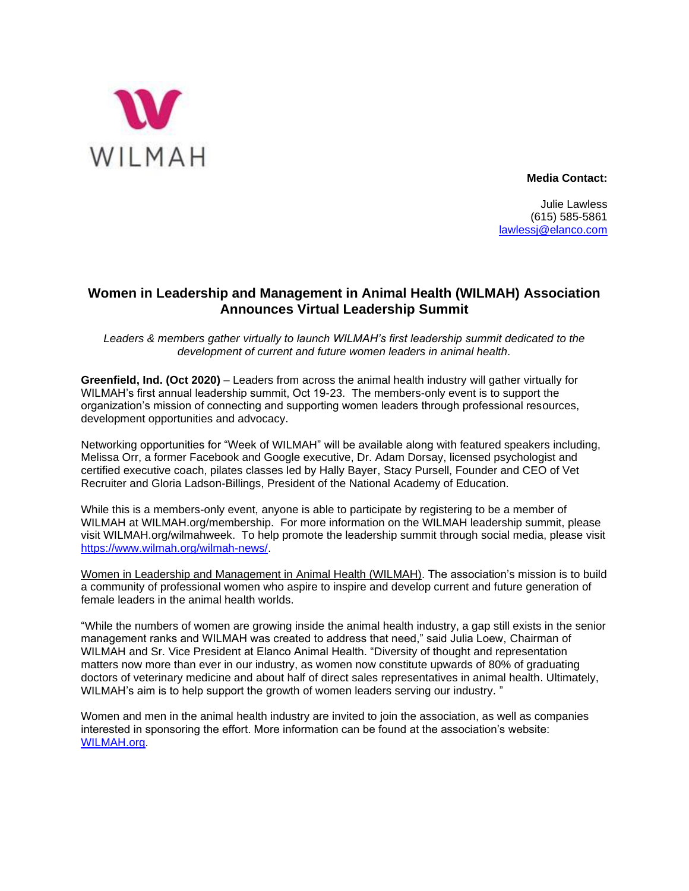WILMAH

**Media Contact:**

Julie Lawless
(615) 585-5861
lawlessj@elanco.com

# Women in Leadership and Management in Animal Health (WILMAH) Association Announces Virtual Leadership Summit

*Leaders & members gather virtually to launch WILMAH's first leadership summit dedicated to the development of current and future women leaders in animal health.*

**Greenfield, Ind. (Oct 2020)** – Leaders from across the animal health industry will gather virtually for WILMAH's first annual leadership summit, Oct 19-23. The members-only event is to support the organization's mission of connecting and supporting women leaders through professional resources, development opportunities and advocacy.

Networking opportunities for "Week of WILMAH" will be available along with featured speakers including, Melissa Orr, a former Facebook and Google executive, Dr. Adam Dorsay, licensed psychologist and certified executive coach, pilates classes led by Hally Bayer, Stacy Pursell, Founder and CEO of Vet Recruiter and Gloria Ladson-Billings, President of the National Academy of Education.

While this is a members-only event, anyone is able to participate by registering to be a member of WILMAH at WILMAH.org/membership. For more information on the WILMAH leadership summit, please visit WILMAH.org/wilmahweek. To help promote the leadership summit through social media, please visit https://www.wilmah.org/wilmah-news/.

Women in Leadership and Management in Animal Health (WILMAH). The association's mission is to build a community of professional women who aspire to inspire and develop current and future generation of female leaders in the animal health worlds.

"While the numbers of women are growing inside the animal health industry, a gap still exists in the senior management ranks and WILMAH was created to address that need," said Julia Loew, Chairman of WILMAH and Sr. Vice President at Elanco Animal Health. "Diversity of thought and representation matters now more than ever in our industry, as women now constitute upwards of 80% of graduating doctors of veterinary medicine and about half of direct sales representatives in animal health. Ultimately, WILMAH's aim is to help support the growth of women leaders serving our industry. "

Women and men in the animal health industry are invited to join the association, as well as companies interested in sponsoring the effort. More information can be found at the association's website: WILMAH.org.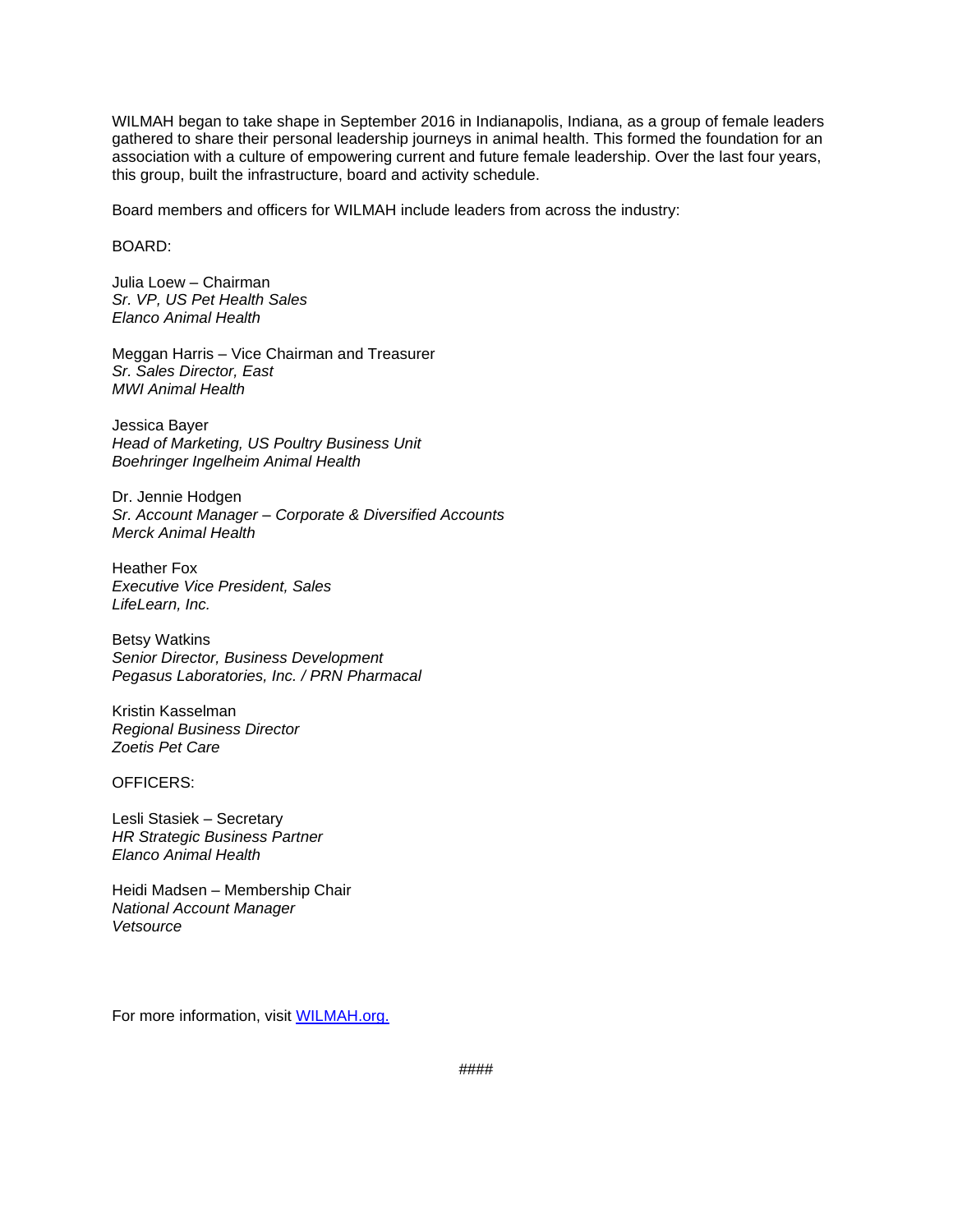WILMAH began to take shape in September 2016 in Indianapolis, Indiana, as a group of female leaders gathered to share their personal leadership journeys in animal health. This formed the foundation for an association with a culture of empowering current and future female leadership. Over the last four years, this group, built the infrastructure, board and activity schedule.

Board members and officers for WILMAH include leaders from across the industry:

BOARD:

Julia Loew – Chairman  
*Sr. VP, US Pet Health Sales*  
*Elanco Animal Health*

Meggan Harris – Vice Chairman and Treasurer  
*Sr. Sales Director, East*  
*MWI Animal Health*

Jessica Bayer  
*Head of Marketing, US Poultry Business Unit*  
*Boehringer Ingelheim Animal Health*

Dr. Jennie Hodgen  
*Sr. Account Manager – Corporate & Diversified Accounts*  
*Merck Animal Health*

Heather Fox  
*Executive Vice President, Sales*  
*LifeLearn, Inc.*

Betsy Watkins  
*Senior Director, Business Development*  
*Pegasus Laboratories, Inc. / PRN Pharmacal*

Kristin Kasselman  
*Regional Business Director*  
*Zoetis Pet Care*

OFFICERS:

Lesli Stasiek – Secretary  
*HR Strategic Business Partner*  
*Elanco Animal Health*

Heidi Madsen – Membership Chair  
*National Account Manager*  
*Vetsource*

For more information, visit [WILMAH.org.](WILMAH.org)

####